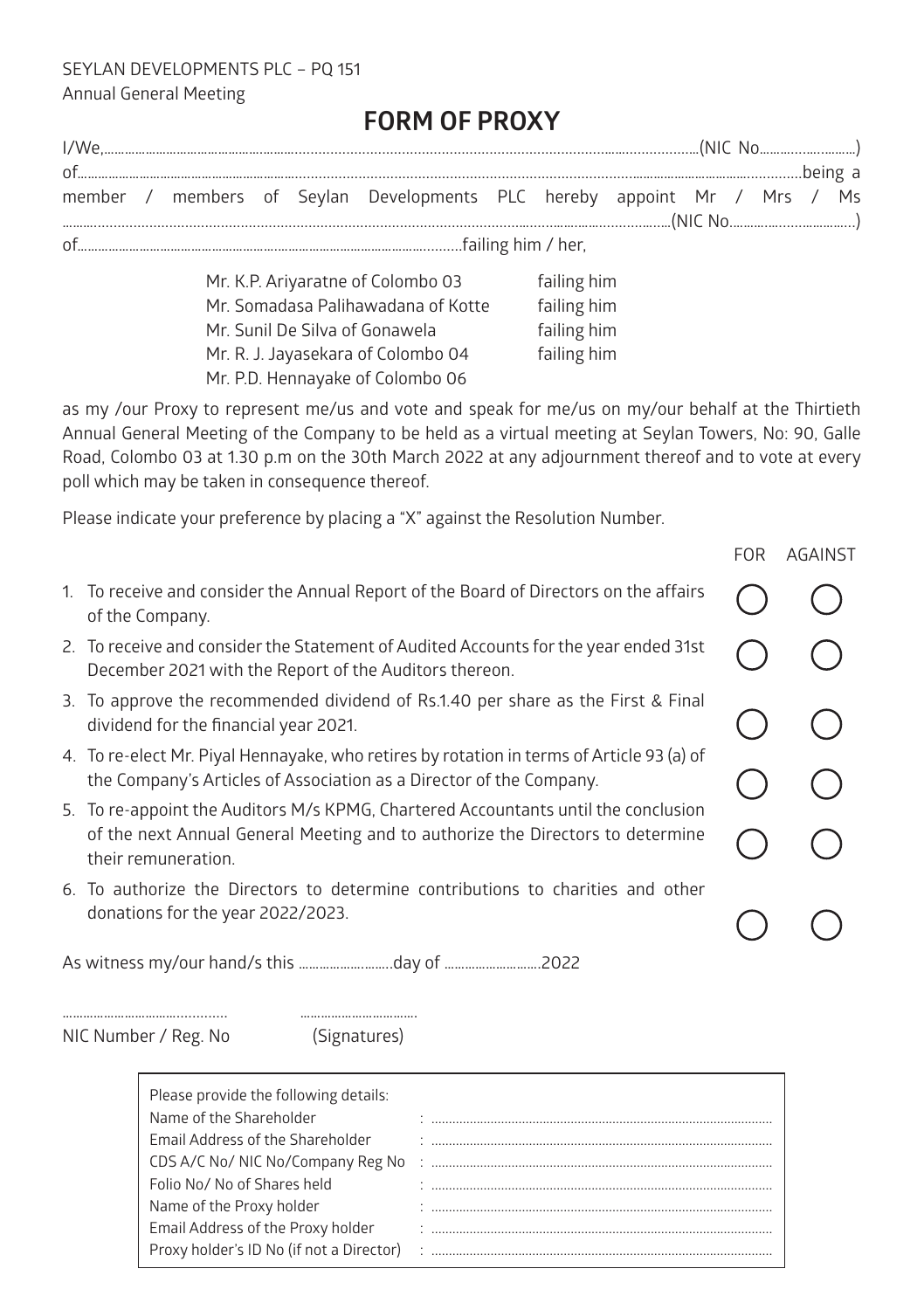SEYLAN DEVELOPMENTS PLC – PQ 151

Annual General Meeting

# FORM OF PROXY

I/We,..............................................................................................................................................(NIC No...........................)

of..................................................................................................................................................................................being a member / members of Seylan Developments PLC hereby appoint Mr / Mrs / Ms ..............................................................................................................................................(NIC No.................................)

of...................................................................................................................failing him / her,

| | |
|---|---|
| Mr. K.P. Ariyaratne of Colombo 03 | failing him |
| Mr. Somadasa Palihawadana of Kotte | failing him |
| Mr. Sunil De Silva of Gonawela | failing him |
| Mr. R. J. Jayasekara of Colombo 04 | failing him |
| Mr. P.D. Hennayake of Colombo 06 | |

as my /our Proxy to represent me/us and vote and speak for me/us on my/our behalf at the Thirtieth Annual General Meeting of the Company to be held as a virtual meeting at Seylan Towers, No: 90, Galle Road, Colombo 03 at 1.30 p.m on the 30th March 2022 at any adjournment thereof and to vote at every poll which may be taken in consequence thereof.

Please indicate your preference by placing a "X" against the Resolution Number.

| | FOR | AGAINST |
|---|---|---|
| 1. To receive and consider the Annual Report of the Board of Directors on the affairs of the Company. | ◯ | ◯ |
| 2. To receive and consider the Statement of Audited Accounts for the year ended 31st December 2021 with the Report of the Auditors thereon. | ◯ | ◯ |
| 3. To approve the recommended dividend of Rs.1.40 per share as the First & Final dividend for the financial year 2021. | ◯ | ◯ |
| 4. To re-elect Mr. Piyal Hennayake, who retires by rotation in terms of Article 93 (a) of the Company's Articles of Association as a Director of the Company. | ◯ | ◯ |
| 5. To re-appoint the Auditors M/s KPMG, Chartered Accountants until the conclusion of the next Annual General Meeting and to authorize the Directors to determine their remuneration. | ◯ | ◯ |
| 6. To authorize the Directors to determine contributions to charities and other donations for the year 2022/2023. | ◯ | ◯ |

As witness my/our hand/s this ..........................day of ...........................2022

.............................................          ..................................

NIC Number / Reg. No          (Signatures)

| Please provide the following details: | |
|---|---|
| Name of the Shareholder | : .................................................................................................. |
| Email Address of the Shareholder | : .................................................................................................. |
| CDS A/C No/ NIC No/Company Reg No | : .................................................................................................. |
| Folio No/ No of Shares held | : .................................................................................................. |
| Name of the Proxy holder | : .................................................................................................. |
| Email Address of the Proxy holder | : .................................................................................................. |
| Proxy holder's ID No (if not a Director) | : .................................................................................................. |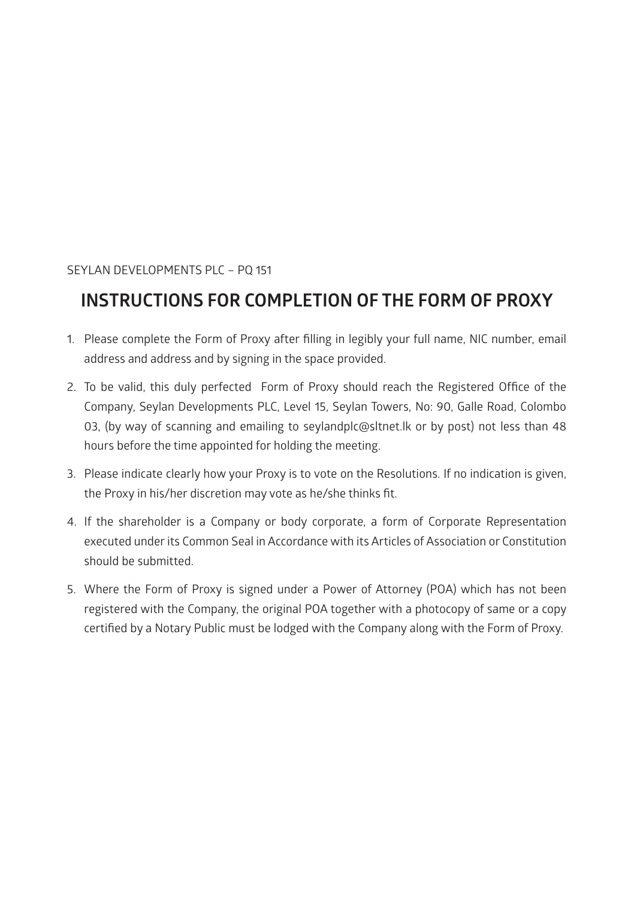SEYLAN DEVELOPMENTS PLC – PQ 151

## INSTRUCTIONS FOR COMPLETION OF THE FORM OF PROXY

1. Please complete the Form of Proxy after filling in legibly your full name, NIC number, email address and address and by signing in the space provided.
2. To be valid, this duly perfected Form of Proxy should reach the Registered Office of the Company, Seylan Developments PLC, Level 15, Seylan Towers, No: 90, Galle Road, Colombo 03, (by way of scanning and emailing to seylandplc@sltnet.lk or by post) not less than 48 hours before the time appointed for holding the meeting.
3. Please indicate clearly how your Proxy is to vote on the Resolutions. If no indication is given, the Proxy in his/her discretion may vote as he/she thinks fit.
4. If the shareholder is a Company or body corporate, a form of Corporate Representation executed under its Common Seal in Accordance with its Articles of Association or Constitution should be submitted.
5. Where the Form of Proxy is signed under a Power of Attorney (POA) which has not been registered with the Company, the original POA together with a photocopy of same or a copy certified by a Notary Public must be lodged with the Company along with the Form of Proxy.